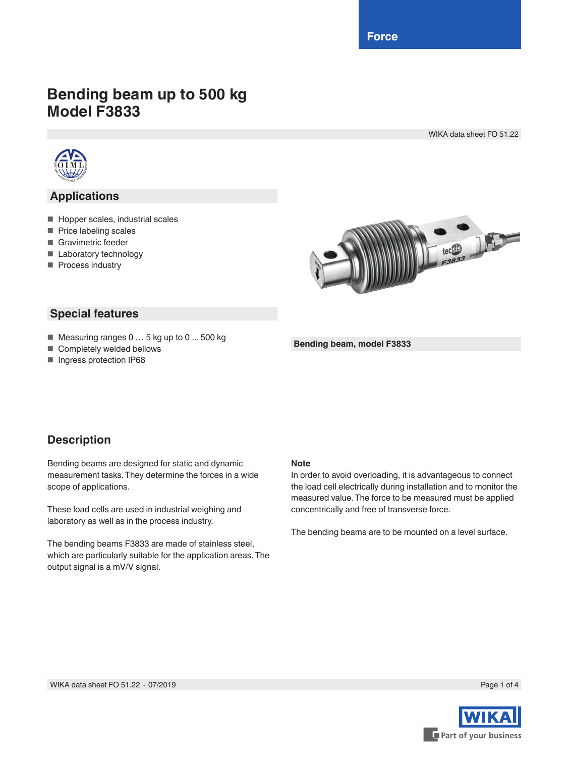Force

# Bending beam up to 500 kg
# Model F3833

WIKA data sheet FO 51.22

## Applications

- Hopper scales, industrial scales
- Price labeling scales
- Gravimetric feeder
- Laboratory technology
- Process industry

## Special features

- Measuring ranges 0 … 5 kg up to 0 ... 500 kg
- Completely welded bellows
- Ingress protection IP68

**Bending beam, model F3833**

## Description

Bending beams are designed for static and dynamic measurement tasks. They determine the forces in a wide scope of applications.

These load cells are used in industrial weighing and laboratory as well as in the process industry.

The bending beams F3833 are made of stainless steel, which are particularly suitable for the application areas. The output signal is a mV/V signal.

**Note**

In order to avoid overloading, it is advantageous to connect the load cell electrically during installation and to monitor the measured value. The force to be measured must be applied concentrically and free of transverse force.

The bending beams are to be mounted on a level surface.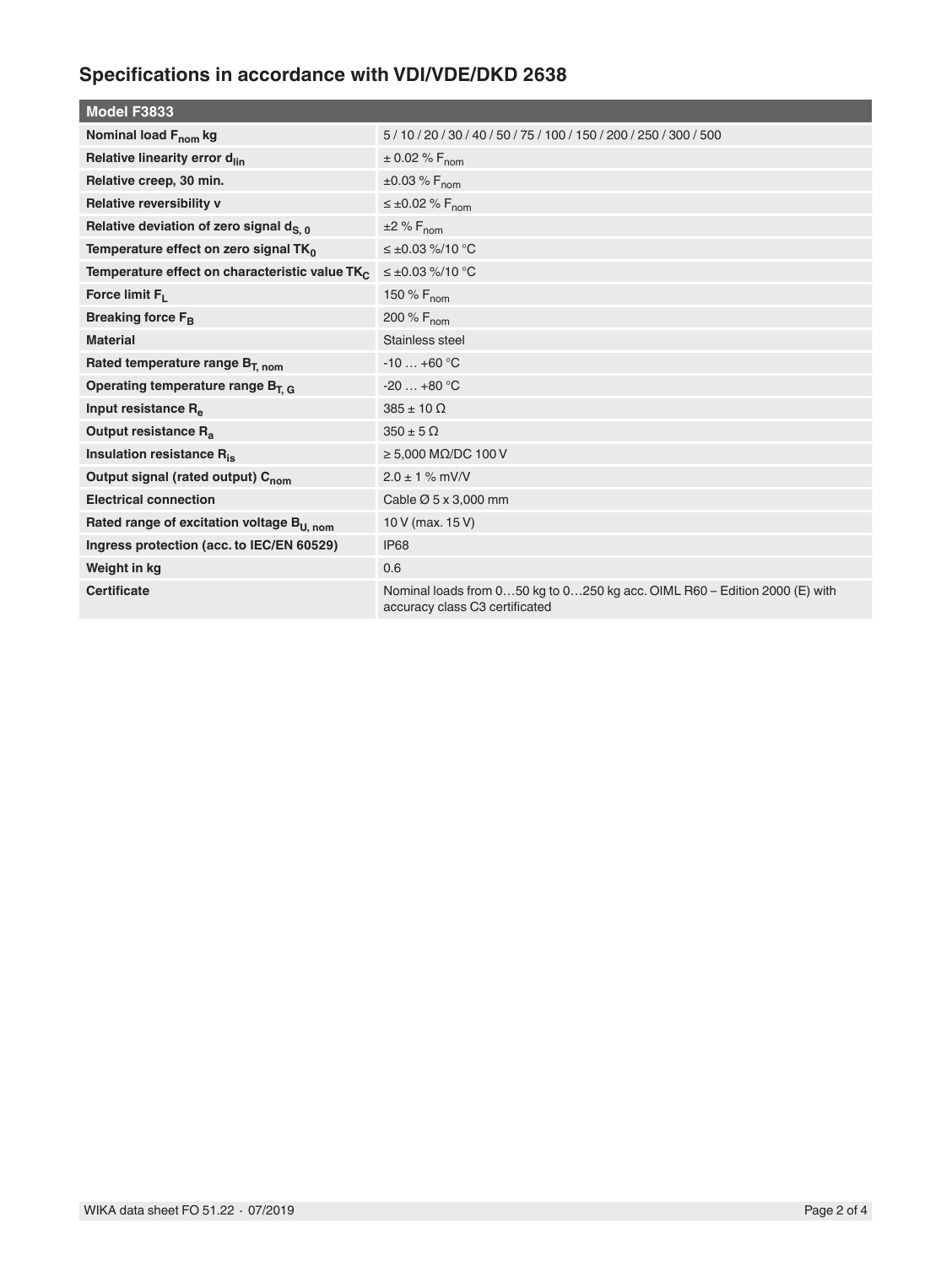## Specifications in accordance with VDI/VDE/DKD 2638

| Model F3833 | |
|---|---|
| **Nominal load $F_{nom}$ kg** | 5 / 10 / 20 / 30 / 40 / 50 / 75 / 100 / 150 / 200 / 250 / 300 / 500 |
| **Relative linearity error $d_{lin}$** | ± 0.02 % $F_{nom}$ |
| **Relative creep, 30 min.** | ±0.03 % $F_{nom}$ |
| **Relative reversibility v** | ≤ ±0.02 % $F_{nom}$ |
| **Relative deviation of zero signal $d_{S, 0}$** | ±2 % $F_{nom}$ |
| **Temperature effect on zero signal $TK_0$** | ≤ ±0.03 %/10 °C |
| **Temperature effect on characteristic value $TK_C$** | ≤ ±0.03 %/10 °C |
| **Force limit $F_L$** | 150 % $F_{nom}$ |
| **Breaking force $F_B$** | 200 % $F_{nom}$ |
| **Material** | Stainless steel |
| **Rated temperature range $B_{T, nom}$** | -10 … +60 °C |
| **Operating temperature range $B_{T, G}$** | -20 … +80 °C |
| **Input resistance $R_e$** | 385 ± 10 Ω |
| **Output resistance $R_a$** | 350 ± 5 Ω |
| **Insulation resistance $R_{is}$** | ≥ 5,000 MΩ/DC 100 V |
| **Output signal (rated output) $C_{nom}$** | 2.0 ± 1 % mV/V |
| **Electrical connection** | Cable Ø 5 x 3,000 mm |
| **Rated range of excitation voltage $B_{U, nom}$** | 10 V (max. 15 V) |
| **Ingress protection (acc. to IEC/EN 60529)** | IP68 |
| **Weight in kg** | 0.6 |
| **Certificate** | Nominal loads from 0…50 kg to 0…250 kg acc. OIML R60 – Edition 2000 (E) with accuracy class C3 certificated |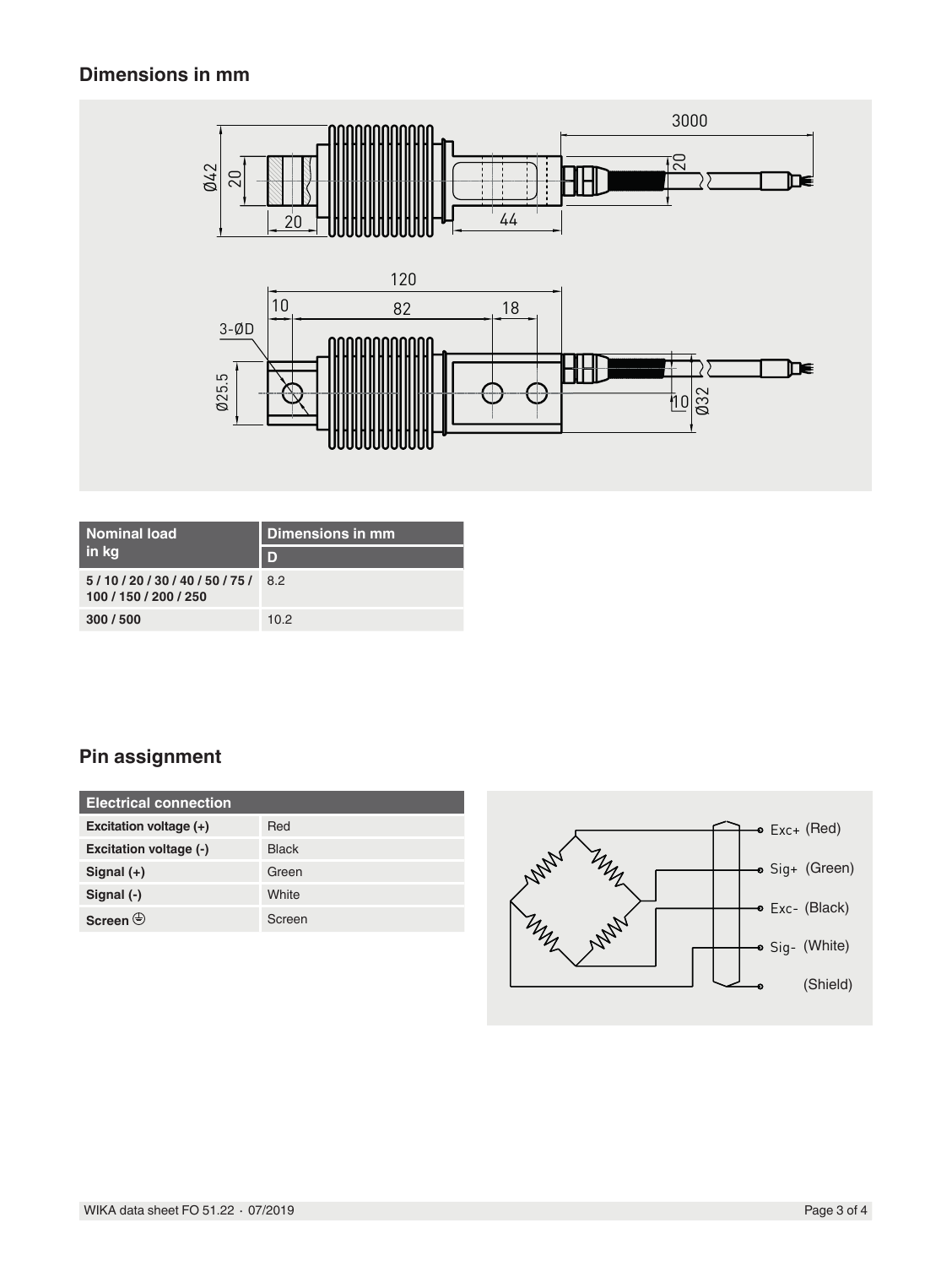## Dimensions in mm

| Nominal load in kg | Dimensions in mm |
|---|---|
| | D |
| 5 / 10 / 20 / 30 / 40 / 50 / 75 / 100 / 150 / 200 / 250 | 8.2 |
| 300 / 500 | 10.2 |

## Pin assignment

| Electrical connection | |
|---|---|
| Excitation voltage (+) | Red |
| Excitation voltage (-) | Black |
| Signal (+) | Green |
| Signal (-) | White |
| Screen ⏚ | Screen |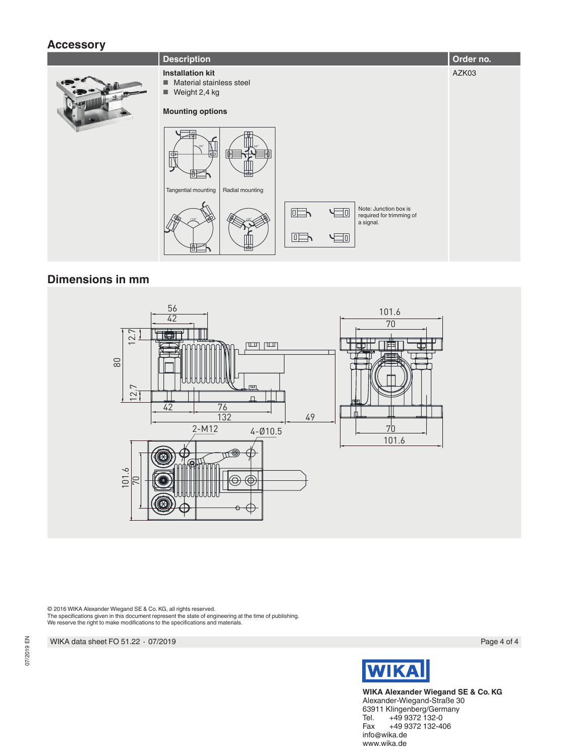## Accessory

| | Description | Order no. |
|---|---|---|
| | **Installation kit**<br>■ Material stainless steel<br>■ Weight 2,4 kg<br><br>**Mounting options**<br><br>Tangential mounting<br>Radial mounting<br><br>Note: Junction box is required for trimming of a signal. | AZK03 |

## Dimensions in mm

56
42
12.7
80
12.7
42
76
132
49
2-M12
4-Ø10.5
101.6
70
101.6
70
70
101.6

© 2016 WIKA Alexander Wiegand SE & Co. KG, all rights reserved.
The specifications given in this document represent the state of engineering at the time of publishing.
We reserve the right to make modifications to the specifications and materials.

**WIKA Alexander Wiegand SE & Co. KG**
Alexander-Wiegand-Straße 30
63911 Klingenberg/Germany
Tel. +49 9372 132-0
Fax +49 9372 132-406
info@wika.de
www.wika.de